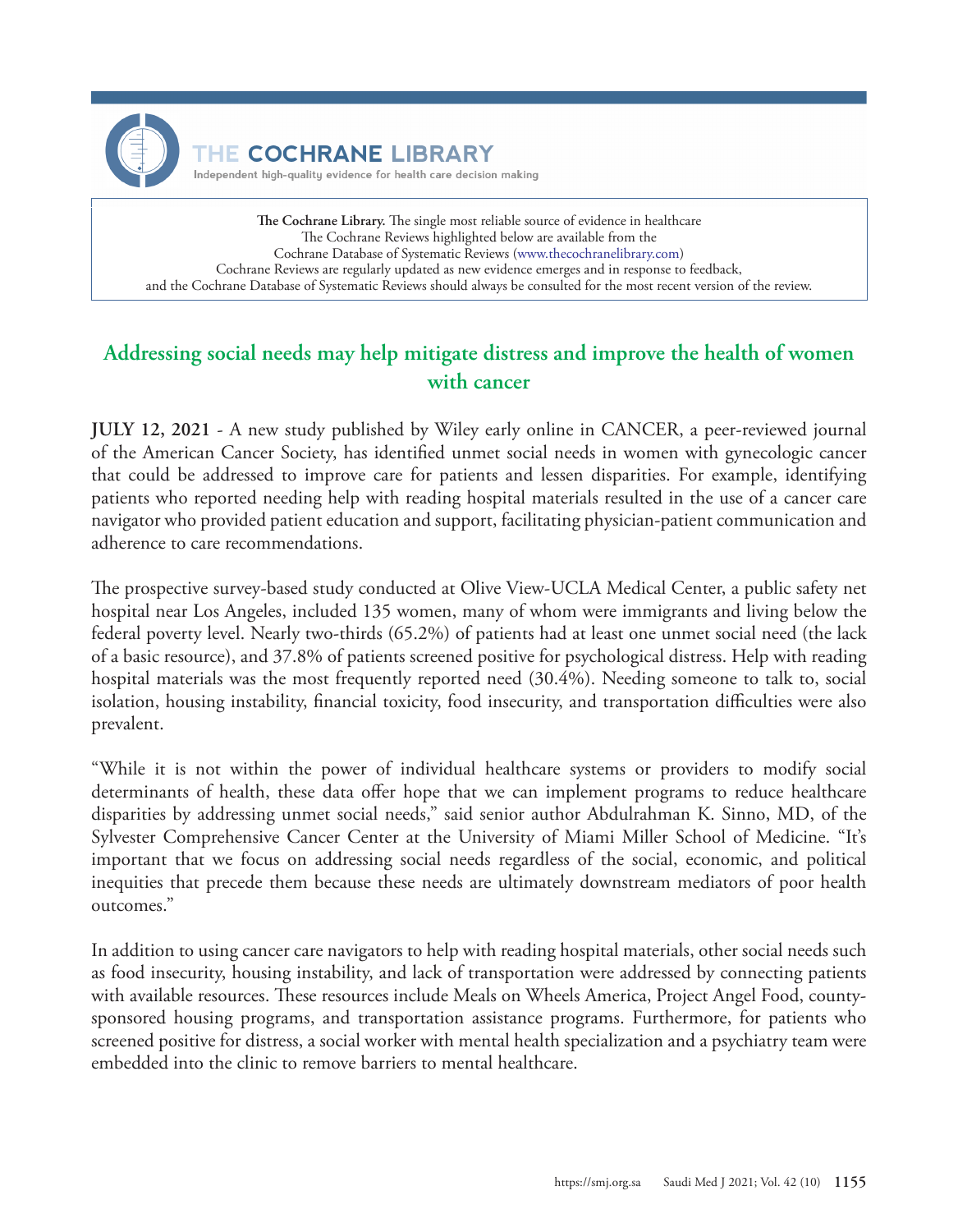# THE COCHRANE LIBRARY

Independent high-quality evidence for health care decision making

**The Cochrane Library.** The single most reliable source of evidence in healthcare
The Cochrane Reviews highlighted below are available from the
Cochrane Database of Systematic Reviews (www.thecochranelibrary.com)
Cochrane Reviews are regularly updated as new evidence emerges and in response to feedback,
and the Cochrane Database of Systematic Reviews should always be consulted for the most recent version of the review.

## Addressing social needs may help mitigate distress and improve the health of women with cancer

**JULY 12, 2021** - A new study published by Wiley early online in CANCER, a peer-reviewed journal of the American Cancer Society, has identified unmet social needs in women with gynecologic cancer that could be addressed to improve care for patients and lessen disparities. For example, identifying patients who reported needing help with reading hospital materials resulted in the use of a cancer care navigator who provided patient education and support, facilitating physician-patient communication and adherence to care recommendations.

The prospective survey-based study conducted at Olive View-UCLA Medical Center, a public safety net hospital near Los Angeles, included 135 women, many of whom were immigrants and living below the federal poverty level. Nearly two-thirds (65.2%) of patients had at least one unmet social need (the lack of a basic resource), and 37.8% of patients screened positive for psychological distress. Help with reading hospital materials was the most frequently reported need (30.4%). Needing someone to talk to, social isolation, housing instability, financial toxicity, food insecurity, and transportation difficulties were also prevalent.

"While it is not within the power of individual healthcare systems or providers to modify social determinants of health, these data offer hope that we can implement programs to reduce healthcare disparities by addressing unmet social needs," said senior author Abdulrahman K. Sinno, MD, of the Sylvester Comprehensive Cancer Center at the University of Miami Miller School of Medicine. "It's important that we focus on addressing social needs regardless of the social, economic, and political inequities that precede them because these needs are ultimately downstream mediators of poor health outcomes."

In addition to using cancer care navigators to help with reading hospital materials, other social needs such as food insecurity, housing instability, and lack of transportation were addressed by connecting patients with available resources. These resources include Meals on Wheels America, Project Angel Food, county-sponsored housing programs, and transportation assistance programs. Furthermore, for patients who screened positive for distress, a social worker with mental health specialization and a psychiatry team were embedded into the clinic to remove barriers to mental healthcare.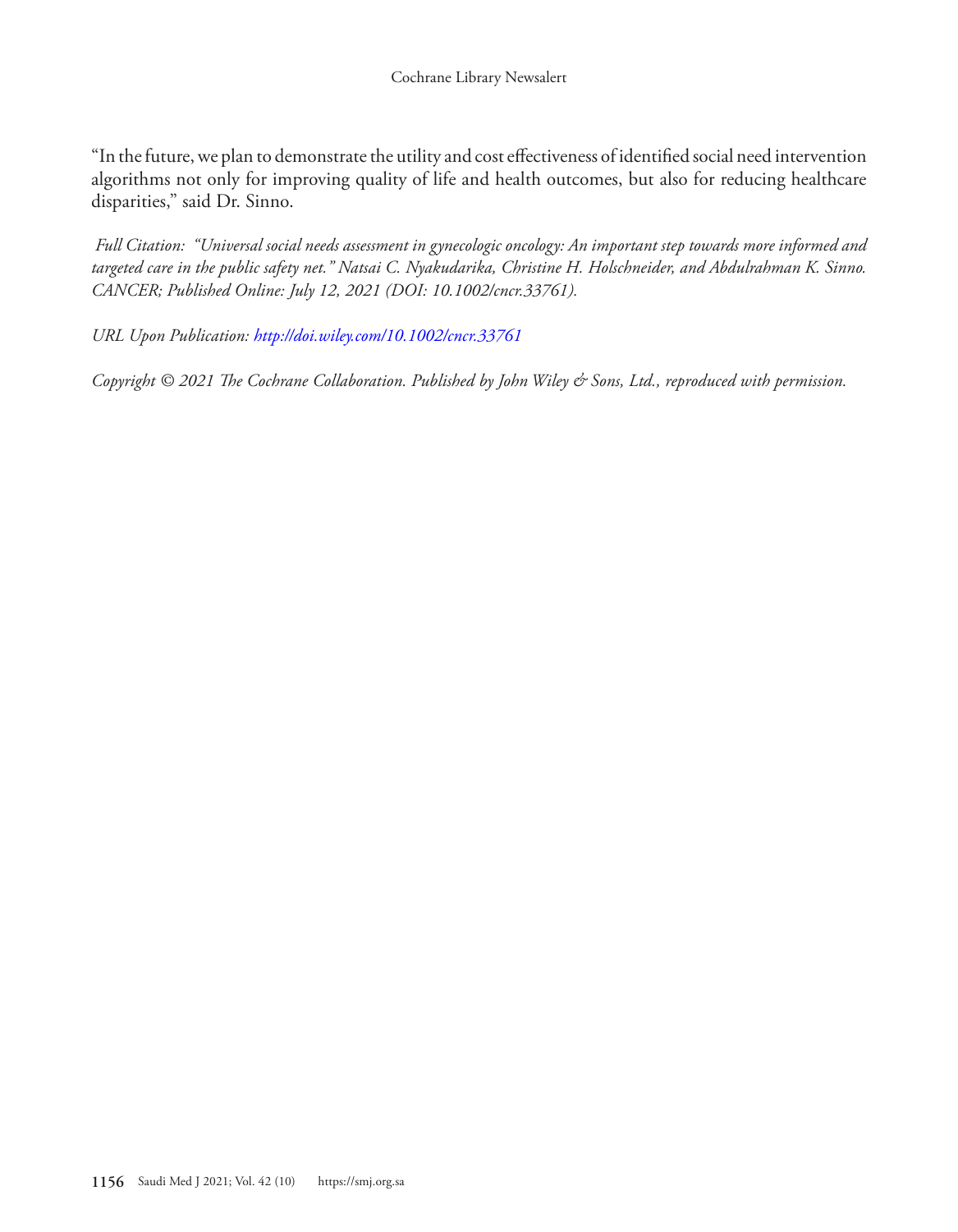"In the future, we plan to demonstrate the utility and cost effectiveness of identified social need intervention algorithms not only for improving quality of life and health outcomes, but also for reducing healthcare disparities," said Dr. Sinno.

*Full Citation: "Universal social needs assessment in gynecologic oncology: An important step towards more informed and targeted care in the public safety net." Natsai C. Nyakudarika, Christine H. Holschneider, and Abdulrahman K. Sinno. CANCER; Published Online: July 12, 2021 (DOI: 10.1002/cncr.33761).*

*URL Upon Publication: http://doi.wiley.com/10.1002/cncr.33761*

*Copyright © 2021 The Cochrane Collaboration. Published by John Wiley & Sons, Ltd., reproduced with permission.*